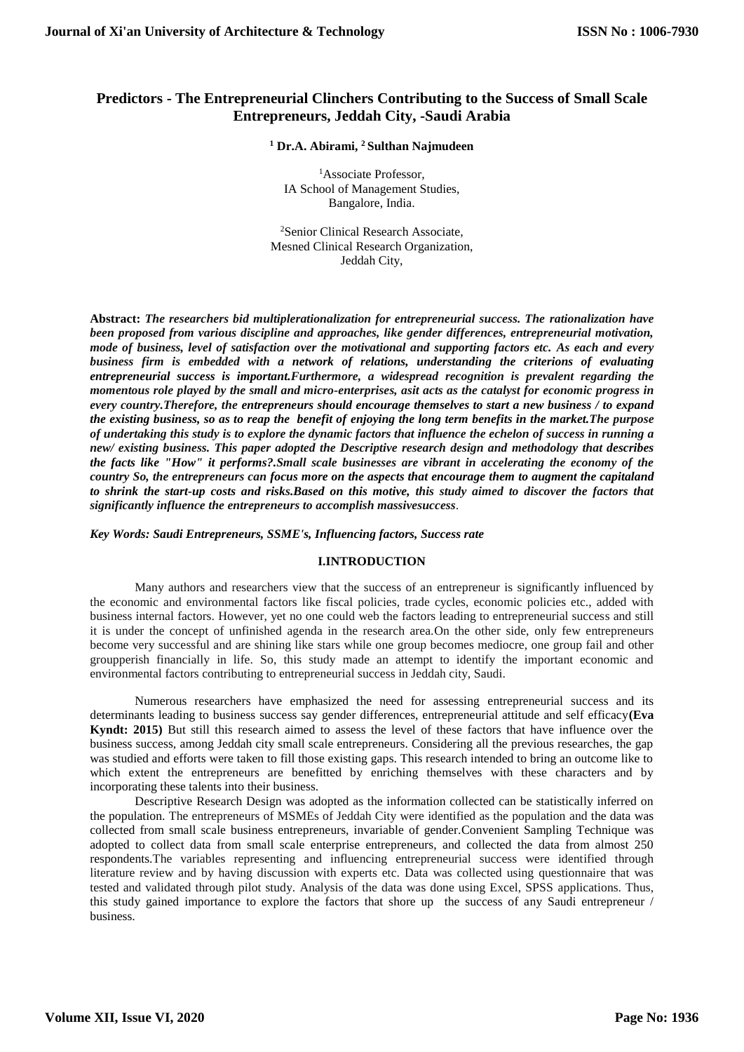# Predictors - The Entrepreneurial Clinchers Contributing to the Success of Small Scale Entrepreneurs, Jeddah City, -Saudi Arabia

**[1] Dr.A. Abirami, [2] Sulthan Najmudeen**

[1]Associate Professor,
IA School of Management Studies,
Bangalore, India.

[2]Senior Clinical Research Associate,
Mesned Clinical Research Organization,
Jeddah City,

**Abstract:** ***The researchers bid multiplerationalization for entrepreneurial success. The rationalization have been proposed from various discipline and approaches, like gender differences, entrepreneurial motivation, mode of business, level of satisfaction over the motivational and supporting factors etc. As each and every business firm is embedded with a network of relations, understanding the criterions of evaluating entrepreneurial success is important.Furthermore, a widespread recognition is prevalent regarding the momentous role played by the small and micro-enterprises, asit acts as the catalyst for economic progress in every country.Therefore, the entrepreneurs should encourage themselves to start a new business / to expand the existing business, so as to reap the benefit of enjoying the long term benefits in the market.The purpose of undertaking this study is to explore the dynamic factors that influence the echelon of success in running a new/ existing business. This paper adopted the Descriptive research design and methodology that describes the facts like "How" it performs?.Small scale businesses are vibrant in accelerating the economy of the country So, the entrepreneurs can focus more on the aspects that encourage them to augment the capitaland to shrink the start-up costs and risks.Based on this motive, this study aimed to discover the factors that significantly influence the entrepreneurs to accomplish massivesuccess***.

***Key Words: Saudi Entrepreneurs, SSME's, Influencing factors, Success rate***

## I.INTRODUCTION

Many authors and researchers view that the success of an entrepreneur is significantly influenced by the economic and environmental factors like fiscal policies, trade cycles, economic policies etc., added with business internal factors. However, yet no one could web the factors leading to entrepreneurial success and still it is under the concept of unfinished agenda in the research area.On the other side, only few entrepreneurs become very successful and are shining like stars while one group becomes mediocre, one group fail and other groupperish financially in life. So, this study made an attempt to identify the important economic and environmental factors contributing to entrepreneurial success in Jeddah city, Saudi.

Numerous researchers have emphasized the need for assessing entrepreneurial success and its determinants leading to business success say gender differences, entrepreneurial attitude and self efficacy**(Eva Kyndt: 2015)** But still this research aimed to assess the level of these factors that have influence over the business success, among Jeddah city small scale entrepreneurs. Considering all the previous researches, the gap was studied and efforts were taken to fill those existing gaps. This research intended to bring an outcome like to which extent the entrepreneurs are benefitted by enriching themselves with these characters and by incorporating these talents into their business.

Descriptive Research Design was adopted as the information collected can be statistically inferred on the population. The entrepreneurs of MSMEs of Jeddah City were identified as the population and the data was collected from small scale business entrepreneurs, invariable of gender.Convenient Sampling Technique was adopted to collect data from small scale enterprise entrepreneurs, and collected the data from almost 250 respondents.The variables representing and influencing entrepreneurial success were identified through literature review and by having discussion with experts etc. Data was collected using questionnaire that was tested and validated through pilot study. Analysis of the data was done using Excel, SPSS applications. Thus, this study gained importance to explore the factors that shore up the success of any Saudi entrepreneur / business.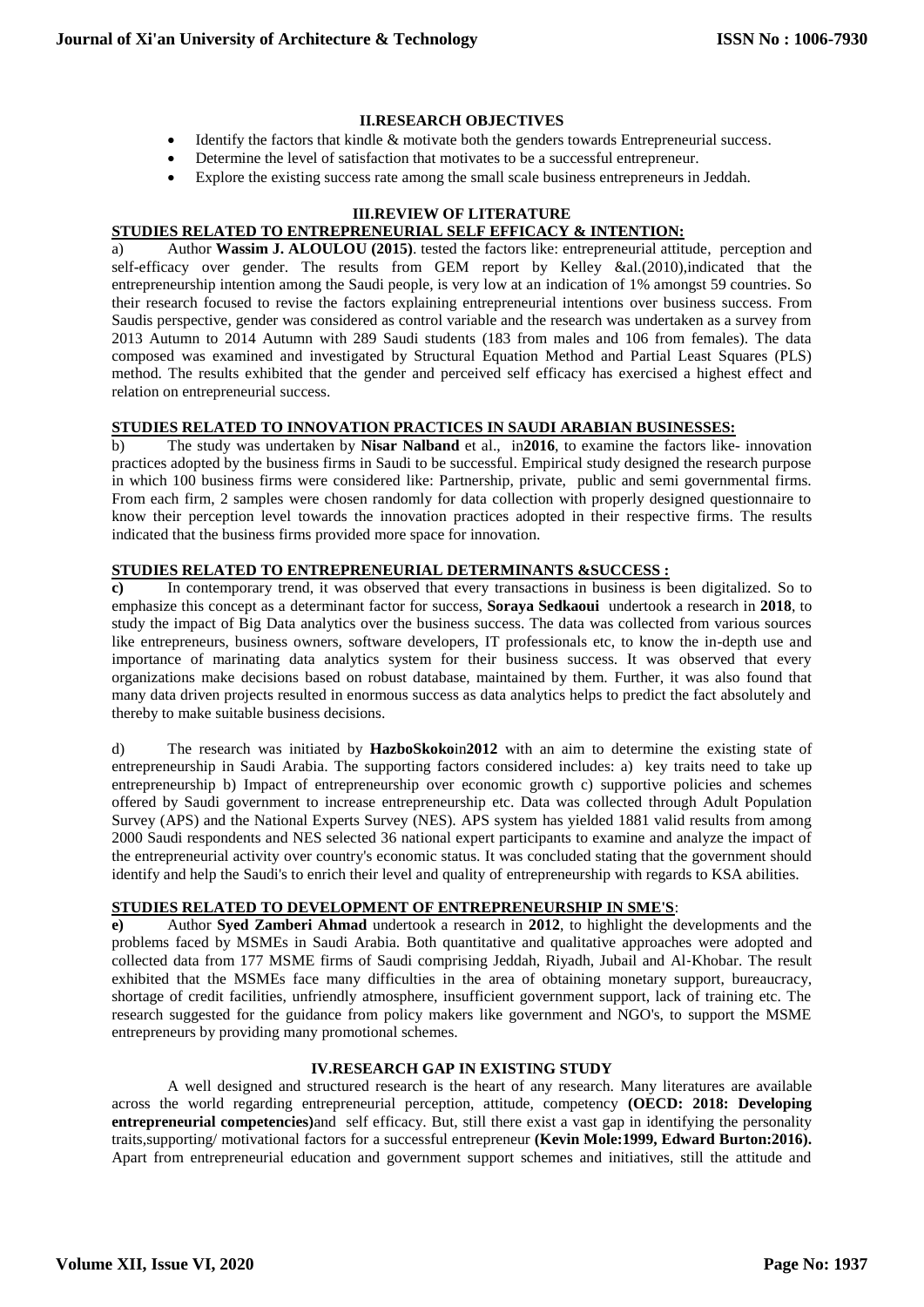## II.RESEARCH OBJECTIVES

- Identify the factors that kindle & motivate both the genders towards Entrepreneurial success.
- Determine the level of satisfaction that motivates to be a successful entrepreneur.
- Explore the existing success rate among the small scale business entrepreneurs in Jeddah.

## III.REVIEW OF LITERATURE

**STUDIES RELATED TO ENTREPRENEURIAL SELF EFFICACY & INTENTION:**

a) Author **Wassim J. ALOULOU (2015)**. tested the factors like: entrepreneurial attitude, perception and self-efficacy over gender. The results from GEM report by Kelley &al.(2010),indicated that the entrepreneurship intention among the Saudi people, is very low at an indication of 1% amongst 59 countries. So their research focused to revise the factors explaining entrepreneurial intentions over business success. From Saudis perspective, gender was considered as control variable and the research was undertaken as a survey from 2013 Autumn to 2014 Autumn with 289 Saudi students (183 from males and 106 from females). The data composed was examined and investigated by Structural Equation Method and Partial Least Squares (PLS) method. The results exhibited that the gender and perceived self efficacy has exercised a highest effect and relation on entrepreneurial success.

**STUDIES RELATED TO INNOVATION PRACTICES IN SAUDI ARABIAN BUSINESSES:**

b) The study was undertaken by **Nisar Nalband** et al., in**2016**, to examine the factors like- innovation practices adopted by the business firms in Saudi to be successful. Empirical study designed the research purpose in which 100 business firms were considered like: Partnership, private, public and semi governmental firms. From each firm, 2 samples were chosen randomly for data collection with properly designed questionnaire to know their perception level towards the innovation practices adopted in their respective firms. The results indicated that the business firms provided more space for innovation.

**STUDIES RELATED TO ENTREPRENEURIAL DETERMINANTS &SUCCESS :**

**c)** In contemporary trend, it was observed that every transactions in business is been digitalized. So to emphasize this concept as a determinant factor for success, **Soraya Sedkaoui** undertook a research in **2018**, to study the impact of Big Data analytics over the business success. The data was collected from various sources like entrepreneurs, business owners, software developers, IT professionals etc, to know the in-depth use and importance of marinating data analytics system for their business success. It was observed that every organizations make decisions based on robust database, maintained by them. Further, it was also found that many data driven projects resulted in enormous success as data analytics helps to predict the fact absolutely and thereby to make suitable business decisions.

d) The research was initiated by **HazboSkoko**in**2012** with an aim to determine the existing state of entrepreneurship in Saudi Arabia. The supporting factors considered includes: a) key traits need to take up entrepreneurship b) Impact of entrepreneurship over economic growth c) supportive policies and schemes offered by Saudi government to increase entrepreneurship etc. Data was collected through Adult Population Survey (APS) and the National Experts Survey (NES). APS system has yielded 1881 valid results from among 2000 Saudi respondents and NES selected 36 national expert participants to examine and analyze the impact of the entrepreneurial activity over country's economic status. It was concluded stating that the government should identify and help the Saudi's to enrich their level and quality of entrepreneurship with regards to KSA abilities.

**STUDIES RELATED TO DEVELOPMENT OF ENTREPRENEURSHIP IN SME'S:**

**e)** Author **Syed Zamberi Ahmad** undertook a research in **2012**, to highlight the developments and the problems faced by MSMEs in Saudi Arabia. Both quantitative and qualitative approaches were adopted and collected data from 177 MSME firms of Saudi comprising Jeddah, Riyadh, Jubail and Al-Khobar. The result exhibited that the MSMEs face many difficulties in the area of obtaining monetary support, bureaucracy, shortage of credit facilities, unfriendly atmosphere, insufficient government support, lack of training etc. The research suggested for the guidance from policy makers like government and NGO's, to support the MSME entrepreneurs by providing many promotional schemes.

## IV.RESEARCH GAP IN EXISTING STUDY

A well designed and structured research is the heart of any research. Many literatures are available across the world regarding entrepreneurial perception, attitude, competency **(OECD: 2018: Developing entrepreneurial competencies)**and self efficacy. But, still there exist a vast gap in identifying the personality traits,supporting/ motivational factors for a successful entrepreneur **(Kevin Mole:1999, Edward Burton:2016).** Apart from entrepreneurial education and government support schemes and initiatives, still the attitude and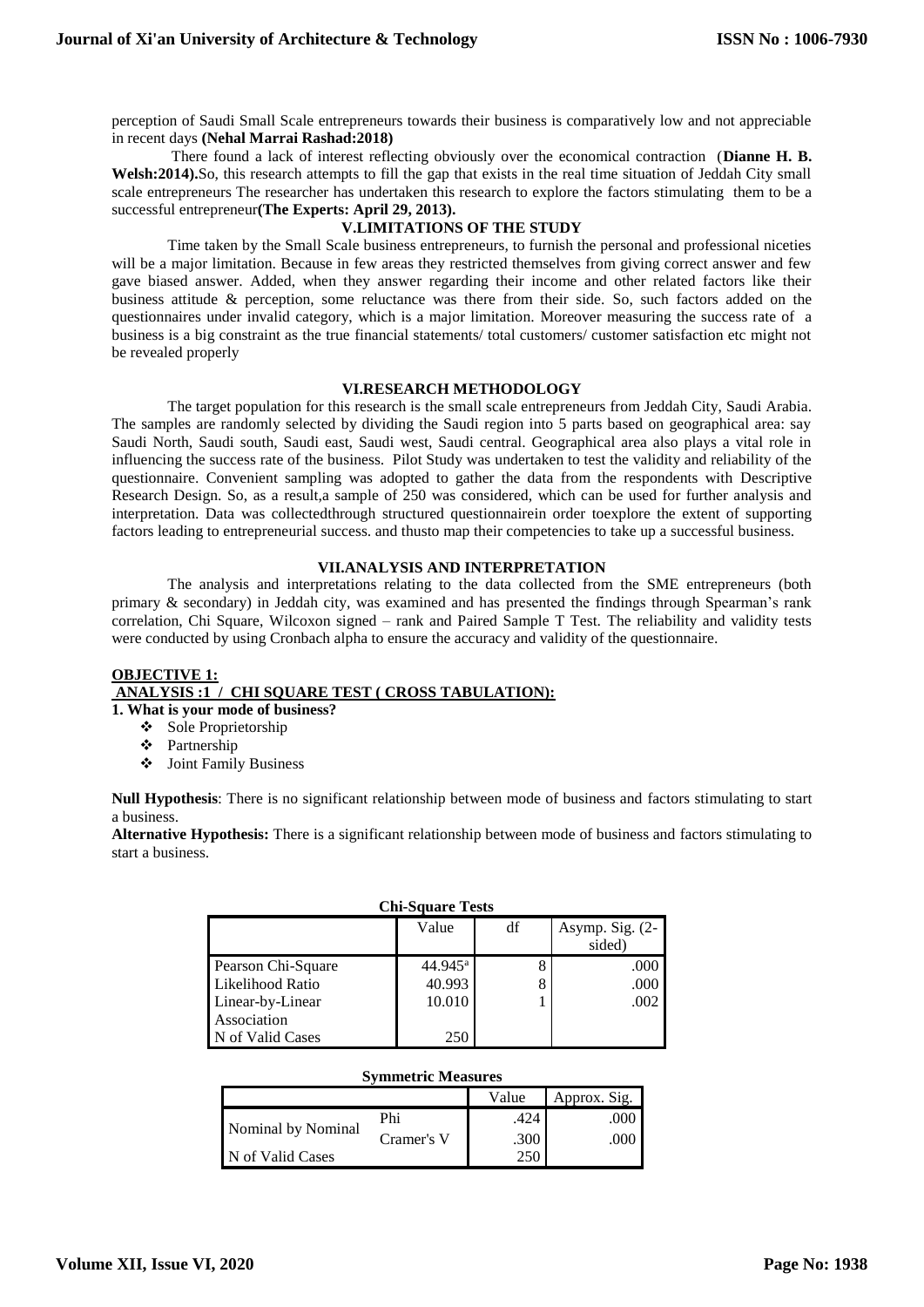perception of Saudi Small Scale entrepreneurs towards their business is comparatively low and not appreciable in recent days **(Nehal Marrai Rashad:2018)**

There found a lack of interest reflecting obviously over the economical contraction (**Dianne H. B. Welsh:2014).**So, this research attempts to fill the gap that exists in the real time situation of Jeddah City small scale entrepreneurs The researcher has undertaken this research to explore the factors stimulating them to be a successful entrepreneur**(The Experts: April 29, 2013).**

## V.LIMITATIONS OF THE STUDY

Time taken by the Small Scale business entrepreneurs, to furnish the personal and professional niceties will be a major limitation. Because in few areas they restricted themselves from giving correct answer and few gave biased answer. Added, when they answer regarding their income and other related factors like their business attitude & perception, some reluctance was there from their side. So, such factors added on the questionnaires under invalid category, which is a major limitation. Moreover measuring the success rate of a business is a big constraint as the true financial statements/ total customers/ customer satisfaction etc might not be revealed properly

## VI.RESEARCH METHODOLOGY

The target population for this research is the small scale entrepreneurs from Jeddah City, Saudi Arabia. The samples are randomly selected by dividing the Saudi region into 5 parts based on geographical area: say Saudi North, Saudi south, Saudi east, Saudi west, Saudi central. Geographical area also plays a vital role in influencing the success rate of the business. Pilot Study was undertaken to test the validity and reliability of the questionnaire. Convenient sampling was adopted to gather the data from the respondents with Descriptive Research Design. So, as a result,a sample of 250 was considered, which can be used for further analysis and interpretation. Data was collectedthrough structured questionnairein order toexplore the extent of supporting factors leading to entrepreneurial success. and thusto map their competencies to take up a successful business.

## VII.ANALYSIS AND INTERPRETATION

The analysis and interpretations relating to the data collected from the SME entrepreneurs (both primary & secondary) in Jeddah city, was examined and has presented the findings through Spearman's rank correlation, Chi Square, Wilcoxon signed – rank and Paired Sample T Test. The reliability and validity tests were conducted by using Cronbach alpha to ensure the accuracy and validity of the questionnaire.

**OBJECTIVE 1:**

**ANALYSIS :1 / CHI SQUARE TEST ( CROSS TABULATION):**

**1. What is your mode of business?**

- Sole Proprietorship
- Partnership
- Joint Family Business

**Null Hypothesis**: There is no significant relationship between mode of business and factors stimulating to start a business.

**Alternative Hypothesis:** There is a significant relationship between mode of business and factors stimulating to start a business.

**Chi-Square Tests**

| | Value | df | Asymp. Sig. (2-sided) |
|---|---|---|---|
| Pearson Chi-Square | 44.945[a] | 8 | .000 |
| Likelihood Ratio | 40.993 | 8 | .000 |
| Linear-by-Linear Association | 10.010 | 1 | .002 |
| N of Valid Cases | 250 | | |

**Symmetric Measures**

| | | Value | Approx. Sig. |
|---|---|---|---|
| Nominal by Nominal | Phi | .424 | .000 |
| | Cramer's V | .300 | .000 |
| N of Valid Cases | | 250 | |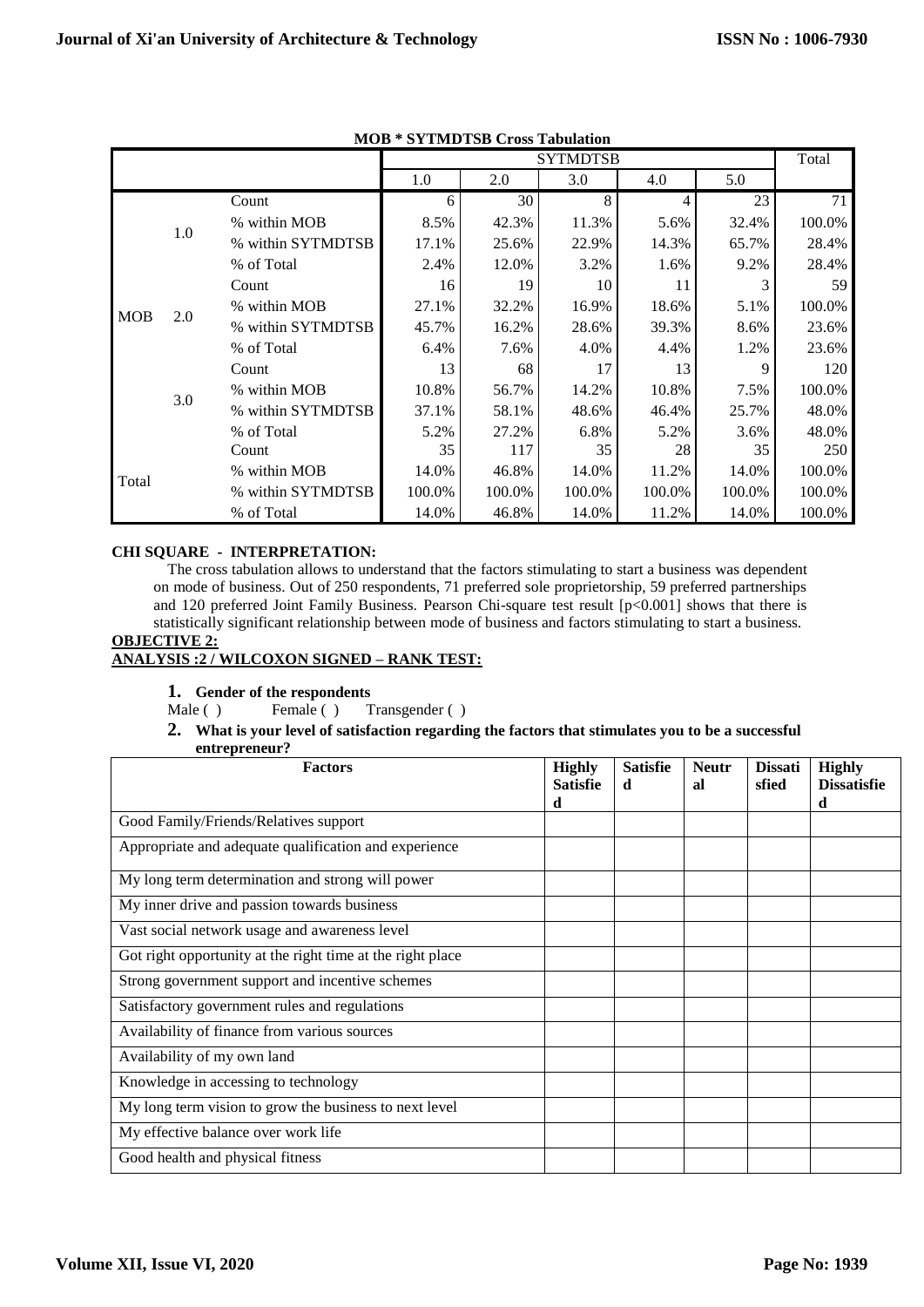**MOB * SYTMDTSB Cross Tabulation**

| | | | SYTMDTSB | | | | | Total |
|---|---|---|---|---|---|---|---|---|
| | | | 1.0 | 2.0 | 3.0 | 4.0 | 5.0 | |
| MOB | 1.0 | Count | 6 | 30 | 8 | 4 | 23 | 71 |
| | | % within MOB | 8.5% | 42.3% | 11.3% | 5.6% | 32.4% | 100.0% |
| | | % within SYTMDTSB | 17.1% | 25.6% | 22.9% | 14.3% | 65.7% | 28.4% |
| | | % of Total | 2.4% | 12.0% | 3.2% | 1.6% | 9.2% | 28.4% |
| | 2.0 | Count | 16 | 19 | 10 | 11 | 3 | 59 |
| | | % within MOB | 27.1% | 32.2% | 16.9% | 18.6% | 5.1% | 100.0% |
| | | % within SYTMDTSB | 45.7% | 16.2% | 28.6% | 39.3% | 8.6% | 23.6% |
| | | % of Total | 6.4% | 7.6% | 4.0% | 4.4% | 1.2% | 23.6% |
| | 3.0 | Count | 13 | 68 | 17 | 13 | 9 | 120 |
| | | % within MOB | 10.8% | 56.7% | 14.2% | 10.8% | 7.5% | 100.0% |
| | | % within SYTMDTSB | 37.1% | 58.1% | 48.6% | 46.4% | 25.7% | 48.0% |
| | | % of Total | 5.2% | 27.2% | 6.8% | 5.2% | 3.6% | 48.0% |
| Total | | Count | 35 | 117 | 35 | 28 | 35 | 250 |
| | | % within MOB | 14.0% | 46.8% | 14.0% | 11.2% | 14.0% | 100.0% |
| | | % within SYTMDTSB | 100.0% | 100.0% | 100.0% | 100.0% | 100.0% | 100.0% |
| | | % of Total | 14.0% | 46.8% | 14.0% | 11.2% | 14.0% | 100.0% |

**CHI SQUARE - INTERPRETATION:**

The cross tabulation allows to understand that the factors stimulating to start a business was dependent on mode of business. Out of 250 respondents, 71 preferred sole proprietorship, 59 preferred partnerships and 120 preferred Joint Family Business. Pearson Chi-square test result [$p<0.001$] shows that there is statistically significant relationship between mode of business and factors stimulating to start a business.

**OBJECTIVE 2:**

**ANALYSIS :2 / WILCOXON SIGNED – RANK TEST:**

1. **Gender of the respondents**

   Male ( ) Female ( ) Transgender ( )

2. **What is your level of satisfaction regarding the factors that stimulates you to be a successful entrepreneur?**

| Factors | Highly Satisfied | Satisfied | Neutral | Dissatisfied | Highly Dissatisfied |
|---|---|---|---|---|---|
| Good Family/Friends/Relatives support | | | | | |
| Appropriate and adequate qualification and experience | | | | | |
| My long term determination and strong will power | | | | | |
| My inner drive and passion towards business | | | | | |
| Vast social network usage and awareness level | | | | | |
| Got right opportunity at the right time at the right place | | | | | |
| Strong government support and incentive schemes | | | | | |
| Satisfactory government rules and regulations | | | | | |
| Availability of finance from various sources | | | | | |
| Availability of my own land | | | | | |
| Knowledge in accessing to technology | | | | | |
| My long term vision to grow the business to next level | | | | | |
| My effective balance over work life | | | | | |
| Good health and physical fitness | | | | | |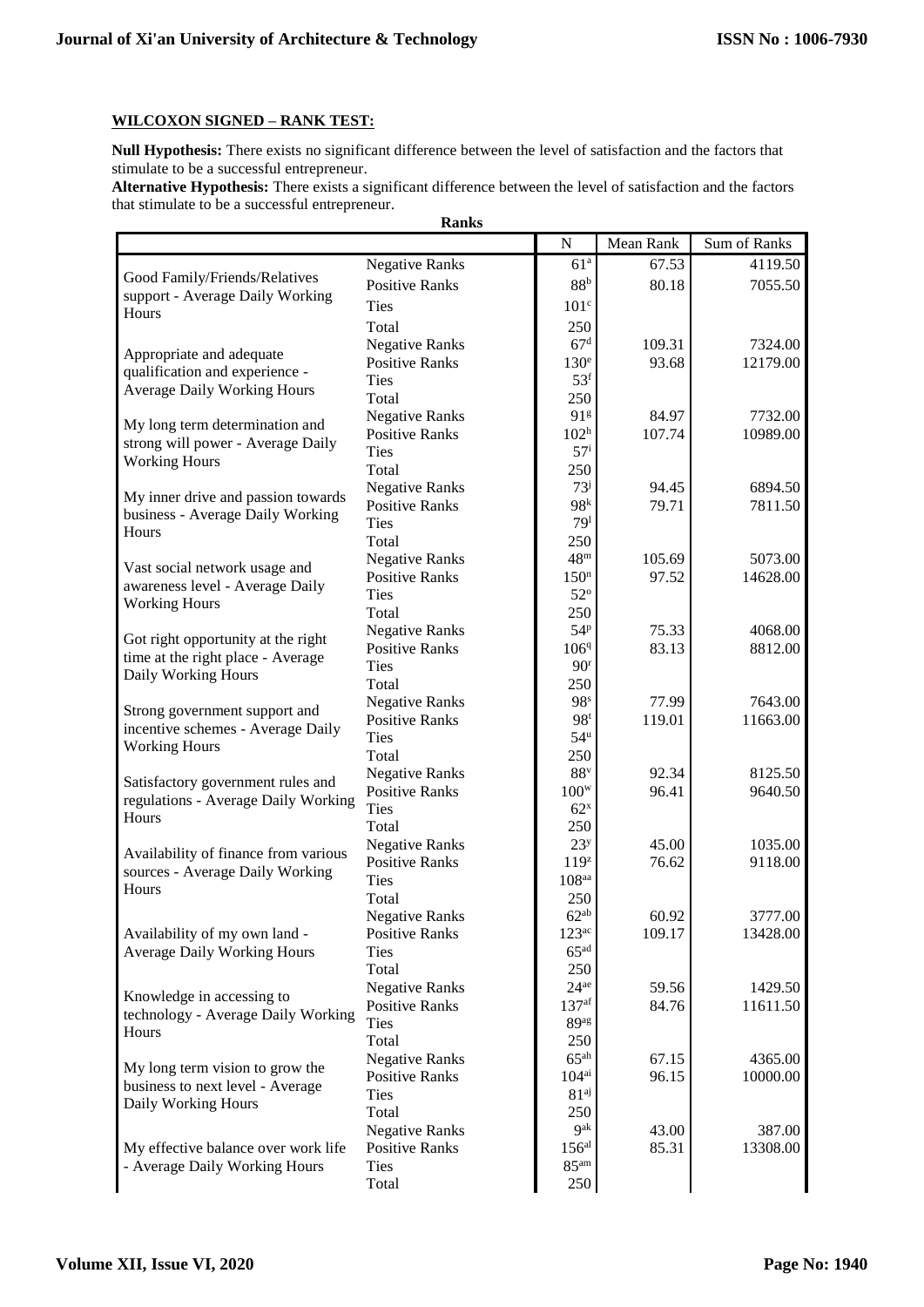**WILCOXON SIGNED – RANK TEST:**

**Null Hypothesis:** There exists no significant difference between the level of satisfaction and the factors that stimulate to be a successful entrepreneur.

**Alternative Hypothesis:** There exists a significant difference between the level of satisfaction and the factors that stimulate to be a successful entrepreneur.

**Ranks**

| | | N | Mean Rank | Sum of Ranks |
|---|---|---|---|---|
| Good Family/Friends/Relatives support - Average Daily Working Hours | Negative Ranks | 61[a] | 67.53 | 4119.50 |
| | Positive Ranks | 88[b] | 80.18 | 7055.50 |
| | Ties | 101[c] | | |
| | Total | 250 | | |
| Appropriate and adequate qualification and experience - Average Daily Working Hours | Negative Ranks | 67[d] | 109.31 | 7324.00 |
| | Positive Ranks | 130[e] | 93.68 | 12179.00 |
| | Ties | 53[f] | | |
| | Total | 250 | | |
| My long term determination and strong will power - Average Daily Working Hours | Negative Ranks | 91[g] | 84.97 | 7732.00 |
| | Positive Ranks | 102[h] | 107.74 | 10989.00 |
| | Ties | 57[i] | | |
| | Total | 250 | | |
| My inner drive and passion towards business - Average Daily Working Hours | Negative Ranks | 73[j] | 94.45 | 6894.50 |
| | Positive Ranks | 98[k] | 79.71 | 7811.50 |
| | Ties | 79[l] | | |
| | Total | 250 | | |
| Vast social network usage and awareness level - Average Daily Working Hours | Negative Ranks | 48[m] | 105.69 | 5073.00 |
| | Positive Ranks | 150[n] | 97.52 | 14628.00 |
| | Ties | 52[o] | | |
| | Total | 250 | | |
| Got right opportunity at the right time at the right place - Average Daily Working Hours | Negative Ranks | 54[p] | 75.33 | 4068.00 |
| | Positive Ranks | 106[q] | 83.13 | 8812.00 |
| | Ties | 90[r] | | |
| | Total | 250 | | |
| Strong government support and incentive schemes - Average Daily Working Hours | Negative Ranks | 98[s] | 77.99 | 7643.00 |
| | Positive Ranks | 98[t] | 119.01 | 11663.00 |
| | Ties | 54[u] | | |
| | Total | 250 | | |
| Satisfactory government rules and regulations - Average Daily Working Hours | Negative Ranks | 88[v] | 92.34 | 8125.50 |
| | Positive Ranks | 100[w] | 96.41 | 9640.50 |
| | Ties | 62[x] | | |
| | Total | 250 | | |
| Availability of finance from various sources - Average Daily Working Hours | Negative Ranks | 23[y] | 45.00 | 1035.00 |
| | Positive Ranks | 119[z] | 76.62 | 9118.00 |
| | Ties | 108[aa] | | |
| | Total | 250 | | |
| Availability of my own land - Average Daily Working Hours | Negative Ranks | 62[ab] | 60.92 | 3777.00 |
| | Positive Ranks | 123[ac] | 109.17 | 13428.00 |
| | Ties | 65[ad] | | |
| | Total | 250 | | |
| Knowledge in accessing to technology - Average Daily Working Hours | Negative Ranks | 24[ae] | 59.56 | 1429.50 |
| | Positive Ranks | 137[af] | 84.76 | 11611.50 |
| | Ties | 89[ag] | | |
| | Total | 250 | | |
| My long term vision to grow the business to next level - Average Daily Working Hours | Negative Ranks | 65[ah] | 67.15 | 4365.00 |
| | Positive Ranks | 104[ai] | 96.15 | 10000.00 |
| | Ties | 81[aj] | | |
| | Total | 250 | | |
| My effective balance over work life - Average Daily Working Hours | Negative Ranks | 9[ak] | 43.00 | 387.00 |
| | Positive Ranks | 156[al] | 85.31 | 13308.00 |
| | Ties | 85[am] | | |
| | Total | 250 | | |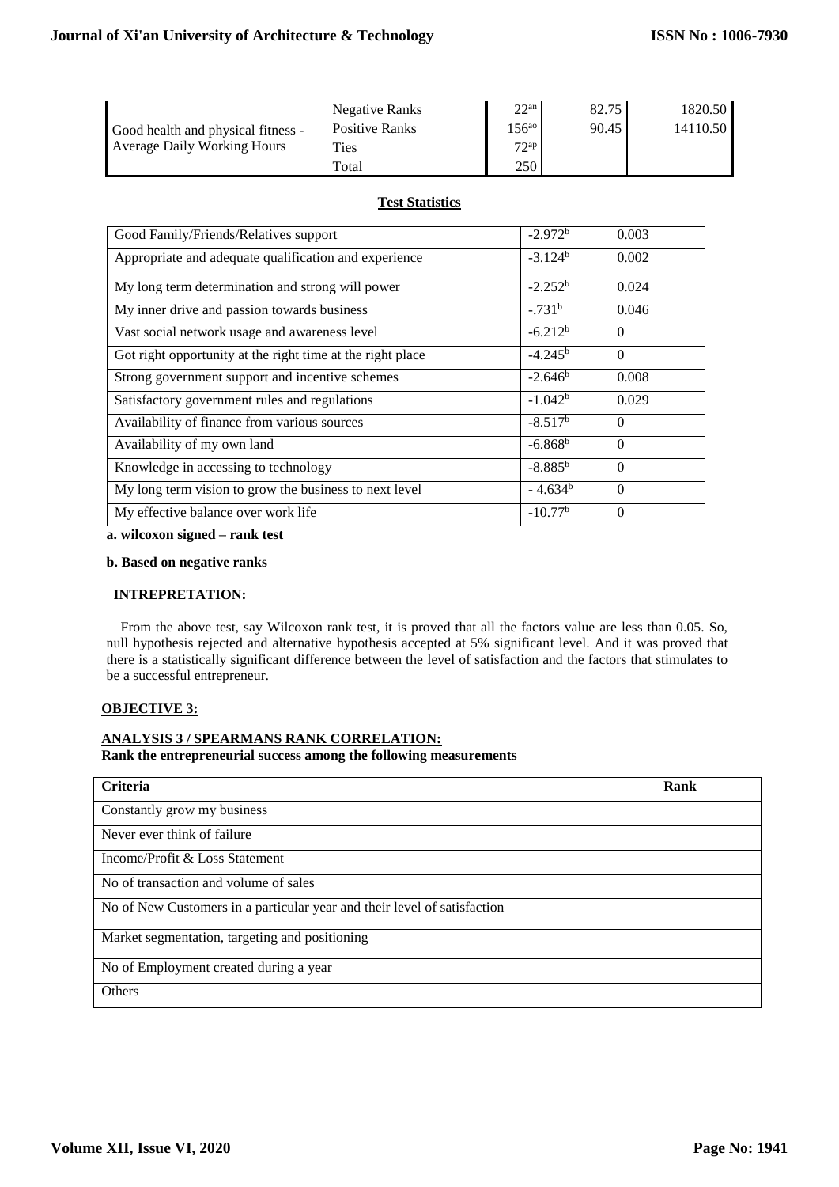| | | | | |
|---|---|---|---|---|
| Good health and physical fitness - Average Daily Working Hours | Negative Ranks | 22[an] | 82.75 | 1820.50 |
| | Positive Ranks | 156[ao] | 90.45 | 14110.50 |
| | Ties | 72[ap] | | |
| | Total | 250 | | |

**Test Statistics**

| | | |
|---|---|---|
| Good Family/Friends/Relatives support | -2.972[b] | 0.003 |
| Appropriate and adequate qualification and experience | -3.124[b] | 0.002 |
| My long term determination and strong will power | -2.252[b] | 0.024 |
| My inner drive and passion towards business | -.731[b] | 0.046 |
| Vast social network usage and awareness level | -6.212[b] | 0 |
| Got right opportunity at the right time at the right place | -4.245[b] | 0 |
| Strong government support and incentive schemes | -2.646[b] | 0.008 |
| Satisfactory government rules and regulations | -1.042[b] | 0.029 |
| Availability of finance from various sources | -8.517[b] | 0 |
| Availability of my own land | -6.868[b] | 0 |
| Knowledge in accessing to technology | -8.885[b] | 0 |
| My long term vision to grow the business to next level | - 4.634[b] | 0 |
| My effective balance over work life | -10.77[b] | 0 |

**a. wilcoxon signed – rank test**

**b. Based on negative ranks**

**INTREPRETATION:**

From the above test, say Wilcoxon rank test, it is proved that all the factors value are less than 0.05. So, null hypothesis rejected and alternative hypothesis accepted at 5% significant level. And it was proved that there is a statistically significant difference between the level of satisfaction and the factors that stimulates to be a successful entrepreneur.

**OBJECTIVE 3:**

**ANALYSIS 3 / SPEARMANS RANK CORRELATION:**

**Rank the entrepreneurial success among the following measurements**

| **Criteria** | **Rank** |
|---|---|
| Constantly grow my business | |
| Never ever think of failure | |
| Income/Profit & Loss Statement | |
| No of transaction and volume of sales | |
| No of New Customers in a particular year and their level of satisfaction | |
| Market segmentation, targeting and positioning | |
| No of Employment created during a year | |
| Others | |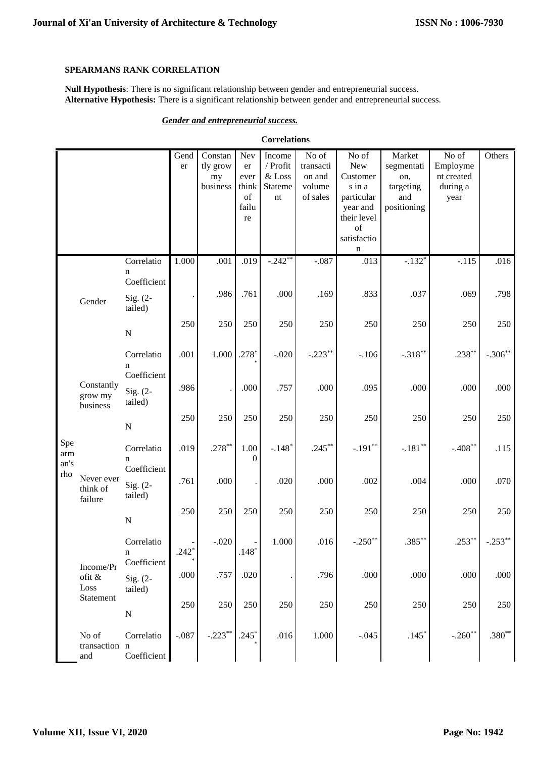**SPEARMANS RANK CORRELATION**

**Null Hypothesis**: There is no significant relationship between gender and entrepreneurial success.
**Alternative Hypothesis:** There is a significant relationship between gender and entrepreneurial success.

***Gender and entrepreneurial success.***

**Correlations**

| | | | Gender | Constantly grow my business | Never ever think of failure | Income / Profit & Loss Statement | No of transaction and volume of sales | No of New Customers in a particular year and their level of satisfaction | Market segmentation, targeting and positioning | No of Employment created during a year | Others |
|---|---|---|---|---|---|---|---|---|---|---|---|
| Spearman's rho | Gender | Correlation Coefficient | 1.000 | .001 | .019 | -.242** | -.087 | .013 | -.132* | -.115 | .016 |
| | | Sig. (2-tailed) | . | .986 | .761 | .000 | .169 | .833 | .037 | .069 | .798 |
| | | N | 250 | 250 | 250 | 250 | 250 | 250 | 250 | 250 | 250 |
| | Constantly grow my business | Correlation Coefficient | .001 | 1.000 | .278** | -.020 | -.223** | -.106 | -.318** | .238** | -.306** |
| | | Sig. (2-tailed) | .986 | . | .000 | .757 | .000 | .095 | .000 | .000 | .000 |
| | | N | 250 | 250 | 250 | 250 | 250 | 250 | 250 | 250 | 250 |
| | Never ever think of failure | Correlation Coefficient | .019 | .278** | 1.000 | -.148* | .245** | -.191** | -.181** | -.408** | .115 |
| | | Sig. (2-tailed) | .761 | .000 | . | .020 | .000 | .002 | .004 | .000 | .070 |
| | | N | 250 | 250 | 250 | 250 | 250 | 250 | 250 | 250 | 250 |
| | Income/Profit & Loss Statement | Correlation Coefficient | -.242** | -.020 | -.148* | 1.000 | .016 | -.250** | .385** | .253** | -.253** |
| | | Sig. (2-tailed) | .000 | .757 | .020 | . | .796 | .000 | .000 | .000 | .000 |
| | | N | 250 | 250 | 250 | 250 | 250 | 250 | 250 | 250 | 250 |
| | No of transaction and | Correlation Coefficient | -.087 | -.223** | .245** | .016 | 1.000 | -.045 | .145* | -.260** | .380** |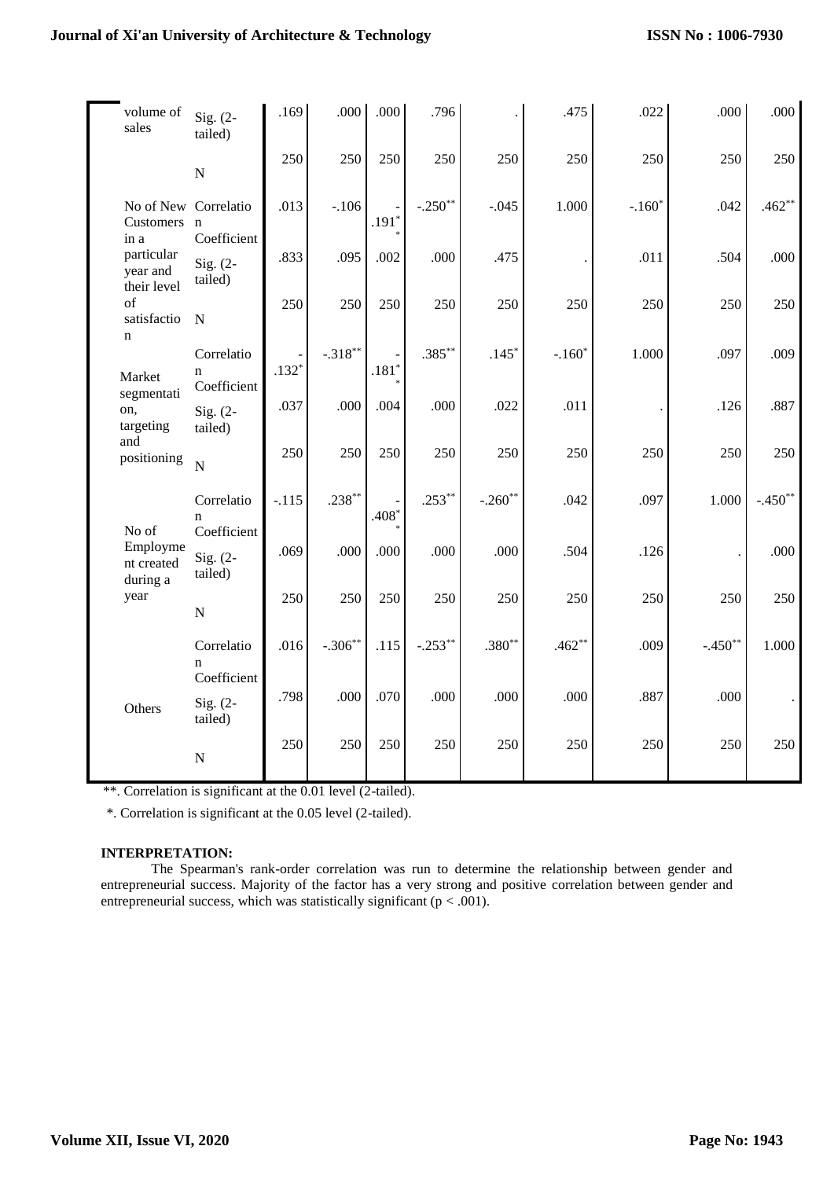| | | | | | | | | | | |
|---|---|---|---|---|---|---|---|---|---|---|
| volume of sales | Sig. (2-tailed) | .169 | .000 | .000 | .796 | . | .475 | .022 | .000 | .000 |
| | N | 250 | 250 | 250 | 250 | 250 | 250 | 250 | 250 | 250 |
| No of New Customers in a particular year and their level of satisfaction | Correlation Coefficient | .013 | -.106 | -.191** | -.250** | -.045 | 1.000 | -.160* | .042 | .462** |
| | Sig. (2-tailed) | .833 | .095 | .002 | .000 | .475 | . | .011 | .504 | .000 |
| | N | 250 | 250 | 250 | 250 | 250 | 250 | 250 | 250 | 250 |
| Market segmentation, targeting and positioning | Correlation Coefficient | -.132* | -.318** | -.181** | .385** | .145* | -.160* | 1.000 | .097 | .009 |
| | Sig. (2-tailed) | .037 | .000 | .004 | .000 | .022 | .011 | . | .126 | .887 |
| | N | 250 | 250 | 250 | 250 | 250 | 250 | 250 | 250 | 250 |
| No of Employment created during a year | Correlation Coefficient | -.115 | .238** | -.408** | .253** | -.260** | .042 | .097 | 1.000 | -.450** |
| | Sig. (2-tailed) | .069 | .000 | .000 | .000 | .000 | .504 | .126 | . | .000 |
| | N | 250 | 250 | 250 | 250 | 250 | 250 | 250 | 250 | 250 |
| Others | Correlation Coefficient | .016 | -.306** | .115 | -.253** | .380** | .462** | .009 | -.450** | 1.000 |
| | Sig. (2-tailed) | .798 | .000 | .070 | .000 | .000 | .000 | .887 | .000 | . |
| | N | 250 | 250 | 250 | 250 | 250 | 250 | 250 | 250 | 250 |

**. Correlation is significant at the 0.01 level (2-tailed).

*. Correlation is significant at the 0.05 level (2-tailed).

**INTERPRETATION:**

The Spearman's rank-order correlation was run to determine the relationship between gender and entrepreneurial success. Majority of the factor has a very strong and positive correlation between gender and entrepreneurial success, which was statistically significant ($p < .001$).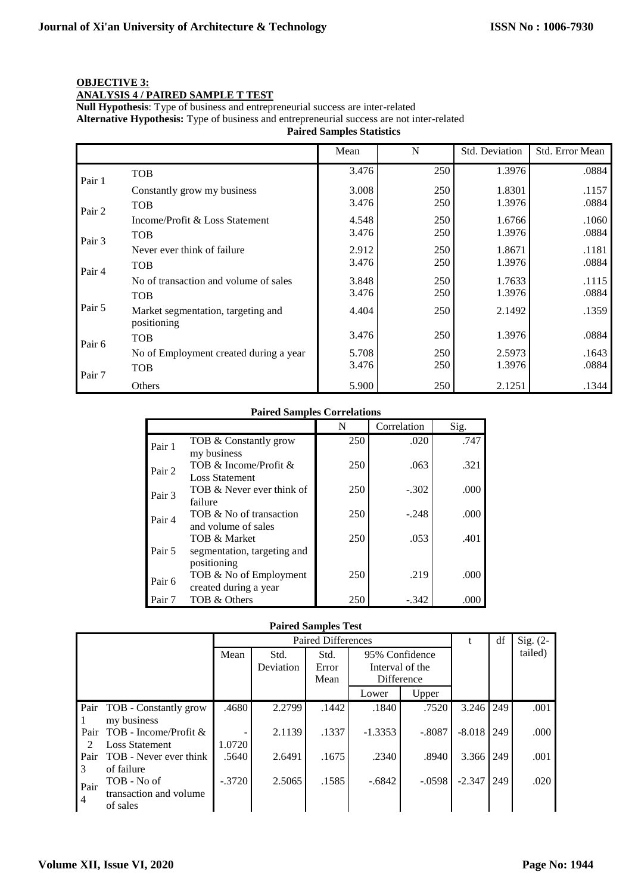**OBJECTIVE 3:**

**ANALYSIS 4 / PAIRED SAMPLE T TEST**

**Null Hypothesis**: Type of business and entrepreneurial success are inter-related

**Alternative Hypothesis:** Type of business and entrepreneurial success are not inter-related

**Paired Samples Statistics**

| | | Mean | N | Std. Deviation | Std. Error Mean |
|---|---|---|---|---|---|
| Pair 1 | TOB | 3.476 | 250 | 1.3976 | .0884 |
| | Constantly grow my business | 3.008 | 250 | 1.8301 | .1157 |
| Pair 2 | TOB | 3.476 | 250 | 1.3976 | .0884 |
| | Income/Profit & Loss Statement | 4.548 | 250 | 1.6766 | .1060 |
| Pair 3 | TOB | 3.476 | 250 | 1.3976 | .0884 |
| | Never ever think of failure | 2.912 | 250 | 1.8671 | .1181 |
| Pair 4 | TOB | 3.476 | 250 | 1.3976 | .0884 |
| | No of transaction and volume of sales | 3.848 | 250 | 1.7633 | .1115 |
| Pair 5 | TOB | 3.476 | 250 | 1.3976 | .0884 |
| | Market segmentation, targeting and positioning | 4.404 | 250 | 2.1492 | .1359 |
| Pair 6 | TOB | 3.476 | 250 | 1.3976 | .0884 |
| | No of Employment created during a year | 5.708 | 250 | 2.5973 | .1643 |
| Pair 7 | TOB | 3.476 | 250 | 1.3976 | .0884 |
| | Others | 5.900 | 250 | 2.1251 | .1344 |

**Paired Samples Correlations**

| | | N | Correlation | Sig. |
|---|---|---|---|---|
| Pair 1 | TOB & Constantly grow my business | 250 | .020 | .747 |
| Pair 2 | TOB & Income/Profit & Loss Statement | 250 | .063 | .321 |
| Pair 3 | TOB & Never ever think of failure | 250 | -.302 | .000 |
| Pair 4 | TOB & No of transaction and volume of sales | 250 | -.248 | .000 |
| Pair 5 | TOB & Market segmentation, targeting and positioning | 250 | .053 | .401 |
| Pair 6 | TOB & No of Employment created during a year | 250 | .219 | .000 |
| Pair 7 | TOB & Others | 250 | -.342 | .000 |

**Paired Samples Test**

| | | Paired Differences | | | | | t | df | Sig. (2-tailed) |
|---|---|---|---|---|---|---|---|---|---|
| | | Mean | Std. Deviation | Std. Error Mean | 95% Confidence Interval of the Difference | | | | |
| | | | | | Lower | Upper | | | |
| Pair 1 | TOB - Constantly grow my business | .4680 | 2.2799 | .1442 | .1840 | .7520 | 3.246 | 249 | .001 |
| Pair 2 | TOB - Income/Profit & Loss Statement | -1.0720 | 2.1139 | .1337 | -1.3353 | -.8087 | -8.018 | 249 | .000 |
| Pair 3 | TOB - Never ever think of failure | .5640 | 2.6491 | .1675 | .2340 | .8940 | 3.366 | 249 | .001 |
| Pair 4 | TOB - No of transaction and volume of sales | -.3720 | 2.5065 | .1585 | -.6842 | -.0598 | -2.347 | 249 | .020 |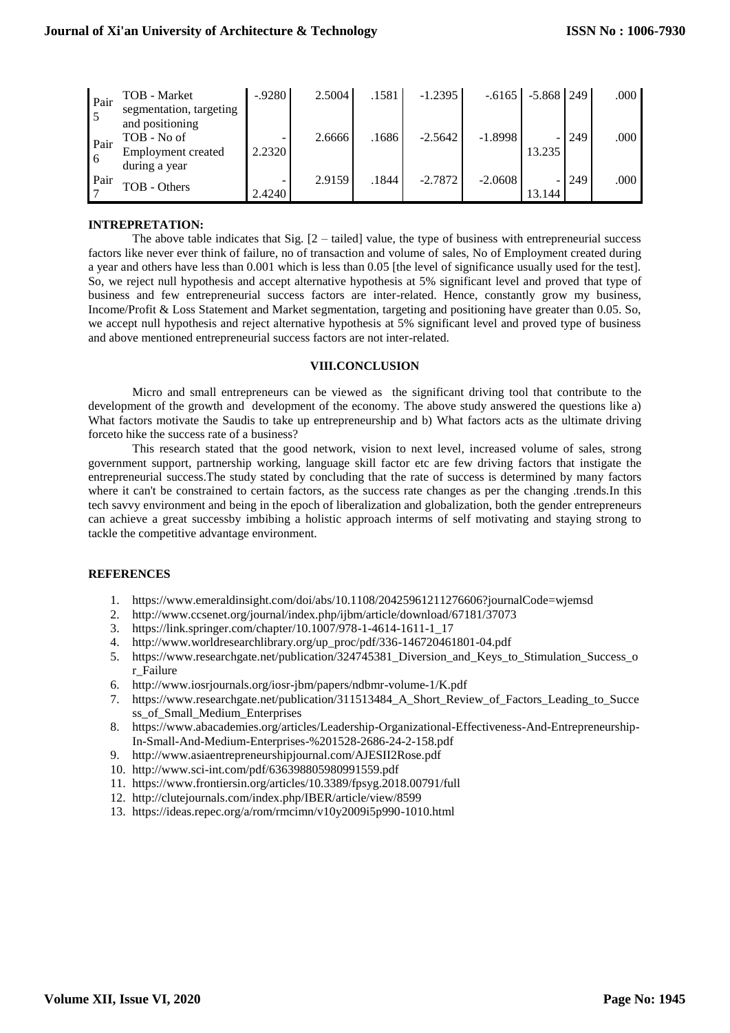| | | | | | | | | | |
|---|---|---|---|---|---|---|---|---|---|
| Pair 5 | TOB - Market segmentation, targeting and positioning | -.9280 | 2.5004 | .1581 | -1.2395 | -.6165 | -5.868 | 249 | .000 |
| Pair 6 | TOB - No of Employment created during a year | -2.2320 | 2.6666 | .1686 | -2.5642 | -1.8998 | -13.235 | 249 | .000 |
| Pair 7 | TOB - Others | -2.4240 | 2.9159 | .1844 | -2.7872 | -2.0608 | -13.144 | 249 | .000 |

**INTREPRETATION:**

The above table indicates that Sig. [2 – tailed] value, the type of business with entrepreneurial success factors like never ever think of failure, no of transaction and volume of sales, No of Employment created during a year and others have less than 0.001 which is less than 0.05 [the level of significance usually used for the test]. So, we reject null hypothesis and accept alternative hypothesis at 5% significant level and proved that type of business and few entrepreneurial success factors are inter-related. Hence, constantly grow my business, Income/Profit & Loss Statement and Market segmentation, targeting and positioning have greater than 0.05. So, we accept null hypothesis and reject alternative hypothesis at 5% significant level and proved type of business and above mentioned entrepreneurial success factors are not inter-related.

## VIII.CONCLUSION

Micro and small entrepreneurs can be viewed as the significant driving tool that contribute to the development of the growth and development of the economy. The above study answered the questions like a) What factors motivate the Saudis to take up entrepreneurship and b) What factors acts as the ultimate driving forceto hike the success rate of a business?

This research stated that the good network, vision to next level, increased volume of sales, strong government support, partnership working, language skill factor etc are few driving factors that instigate the entrepreneurial success.The study stated by concluding that the rate of success is determined by many factors where it can't be constrained to certain factors, as the success rate changes as per the changing .trends.In this tech savvy environment and being in the epoch of liberalization and globalization, both the gender entrepreneurs can achieve a great successby imbibing a holistic approach interms of self motivating and staying strong to tackle the competitive advantage environment.

## REFERENCES

1. https://www.emeraldinsight.com/doi/abs/10.1108/20425961211276606?journalCode=wjemsd
2. http://www.ccsenet.org/journal/index.php/ijbm/article/download/67181/37073
3. https://link.springer.com/chapter/10.1007/978-1-4614-1611-1_17
4. http://www.worldresearchlibrary.org/up_proc/pdf/336-146720461801-04.pdf
5. https://www.researchgate.net/publication/324745381_Diversion_and_Keys_to_Stimulation_Success_or_Failure
6. http://www.iosrjournals.org/iosr-jbm/papers/ndbmr-volume-1/K.pdf
7. https://www.researchgate.net/publication/311513484_A_Short_Review_of_Factors_Leading_to_Success_of_Small_Medium_Enterprises
8. https://www.abacademies.org/articles/Leadership-Organizational-Effectiveness-And-Entrepreneurship-In-Small-And-Medium-Enterprises-%201528-2686-24-2-158.pdf
9. http://www.asiaentrepreneurshipjournal.com/AJESII2Rose.pdf
10. http://www.sci-int.com/pdf/636398805980991559.pdf
11. https://www.frontiersin.org/articles/10.3389/fpsyg.2018.00791/full
12. http://clutejournals.com/index.php/IBER/article/view/8599
13. https://ideas.repec.org/a/rom/rmcimn/v10y2009i5p990-1010.html